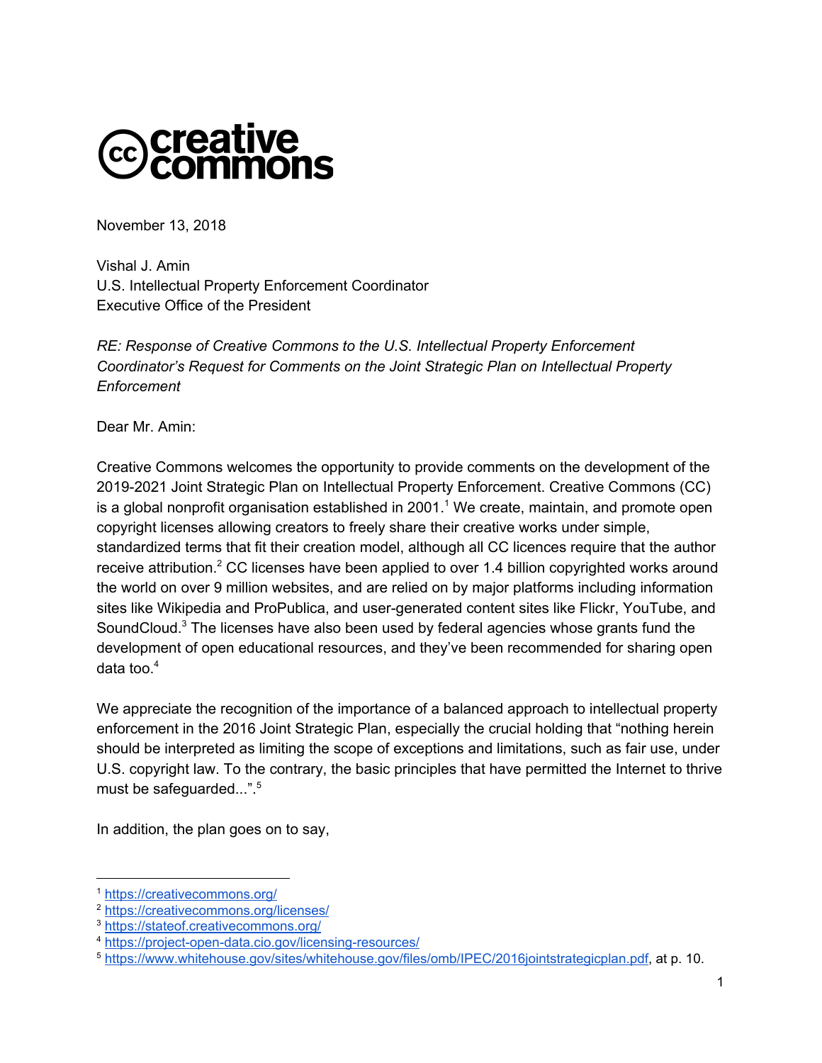creative commons

November 13, 2018

Vishal J. Amin
U.S. Intellectual Property Enforcement Coordinator
Executive Office of the President

*RE: Response of Creative Commons to the U.S. Intellectual Property Enforcement Coordinator's Request for Comments on the Joint Strategic Plan on Intellectual Property Enforcement*

Dear Mr. Amin:

Creative Commons welcomes the opportunity to provide comments on the development of the 2019-2021 Joint Strategic Plan on Intellectual Property Enforcement. Creative Commons (CC) is a global nonprofit organisation established in 2001.[1] We create, maintain, and promote open copyright licenses allowing creators to freely share their creative works under simple, standardized terms that fit their creation model, although all CC licences require that the author receive attribution.[2] CC licenses have been applied to over 1.4 billion copyrighted works around the world on over 9 million websites, and are relied on by major platforms including information sites like Wikipedia and ProPublica, and user-generated content sites like Flickr, YouTube, and SoundCloud.[3] The licenses have also been used by federal agencies whose grants fund the development of open educational resources, and they've been recommended for sharing open data too.[4]

We appreciate the recognition of the importance of a balanced approach to intellectual property enforcement in the 2016 Joint Strategic Plan, especially the crucial holding that "nothing herein should be interpreted as limiting the scope of exceptions and limitations, such as fair use, under U.S. copyright law. To the contrary, the basic principles that have permitted the Internet to thrive must be safeguarded...".[5]

In addition, the plan goes on to say,

---

[1] https://creativecommons.org/
[2] https://creativecommons.org/licenses/
[3] https://stateof.creativecommons.org/
[4] https://project-open-data.cio.gov/licensing-resources/
[5] https://www.whitehouse.gov/sites/whitehouse.gov/files/omb/IPEC/2016jointstrategicplan.pdf, at p. 10.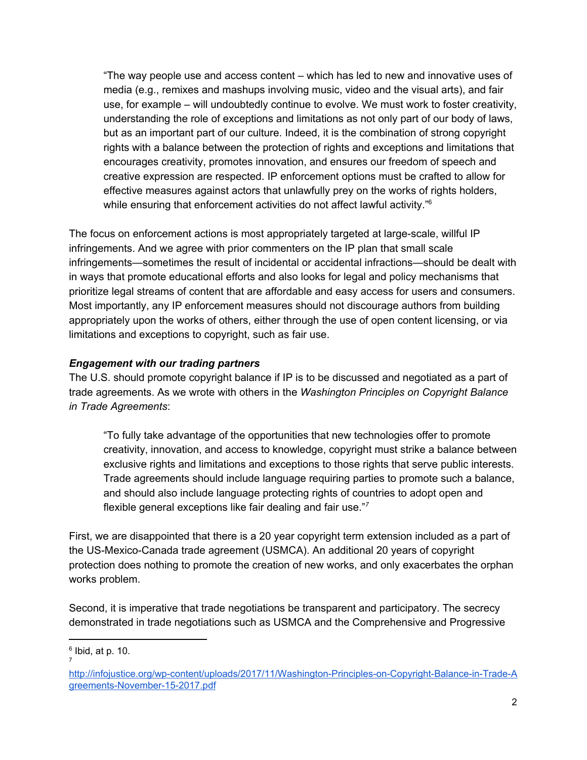> "The way people use and access content – which has led to new and innovative uses of media (e.g., remixes and mashups involving music, video and the visual arts), and fair use, for example – will undoubtedly continue to evolve. We must work to foster creativity, understanding the role of exceptions and limitations as not only part of our body of laws, but as an important part of our culture. Indeed, it is the combination of strong copyright rights with a balance between the protection of rights and exceptions and limitations that encourages creativity, promotes innovation, and ensures our freedom of speech and creative expression are respected. IP enforcement options must be crafted to allow for effective measures against actors that unlawfully prey on the works of rights holders, while ensuring that enforcement activities do not affect lawful activity."[6]

The focus on enforcement actions is most appropriately targeted at large-scale, willful IP infringements. And we agree with prior commenters on the IP plan that small scale infringements—sometimes the result of incidental or accidental infractions—should be dealt with in ways that promote educational efforts and also looks for legal and policy mechanisms that prioritize legal streams of content that are affordable and easy access for users and consumers. Most importantly, any IP enforcement measures should not discourage authors from building appropriately upon the works of others, either through the use of open content licensing, or via limitations and exceptions to copyright, such as fair use.

***Engagement with our trading partners***

The U.S. should promote copyright balance if IP is to be discussed and negotiated as a part of trade agreements. As we wrote with others in the *Washington Principles on Copyright Balance in Trade Agreements*:

> "To fully take advantage of the opportunities that new technologies offer to promote creativity, innovation, and access to knowledge, copyright must strike a balance between exclusive rights and limitations and exceptions to those rights that serve public interests. Trade agreements should include language requiring parties to promote such a balance, and should also include language protecting rights of countries to adopt open and flexible general exceptions like fair dealing and fair use."[7]

First, we are disappointed that there is a 20 year copyright term extension included as a part of the US-Mexico-Canada trade agreement (USMCA). An additional 20 years of copyright protection does nothing to promote the creation of new works, and only exacerbates the orphan works problem.

Second, it is imperative that trade negotiations be transparent and participatory. The secrecy demonstrated in trade negotiations such as USMCA and the Comprehensive and Progressive

---

[6] Ibid, at p. 10.

[7] http://infojustice.org/wp-content/uploads/2017/11/Washington-Principles-on-Copyright-Balance-in-Trade-Agreements-November-15-2017.pdf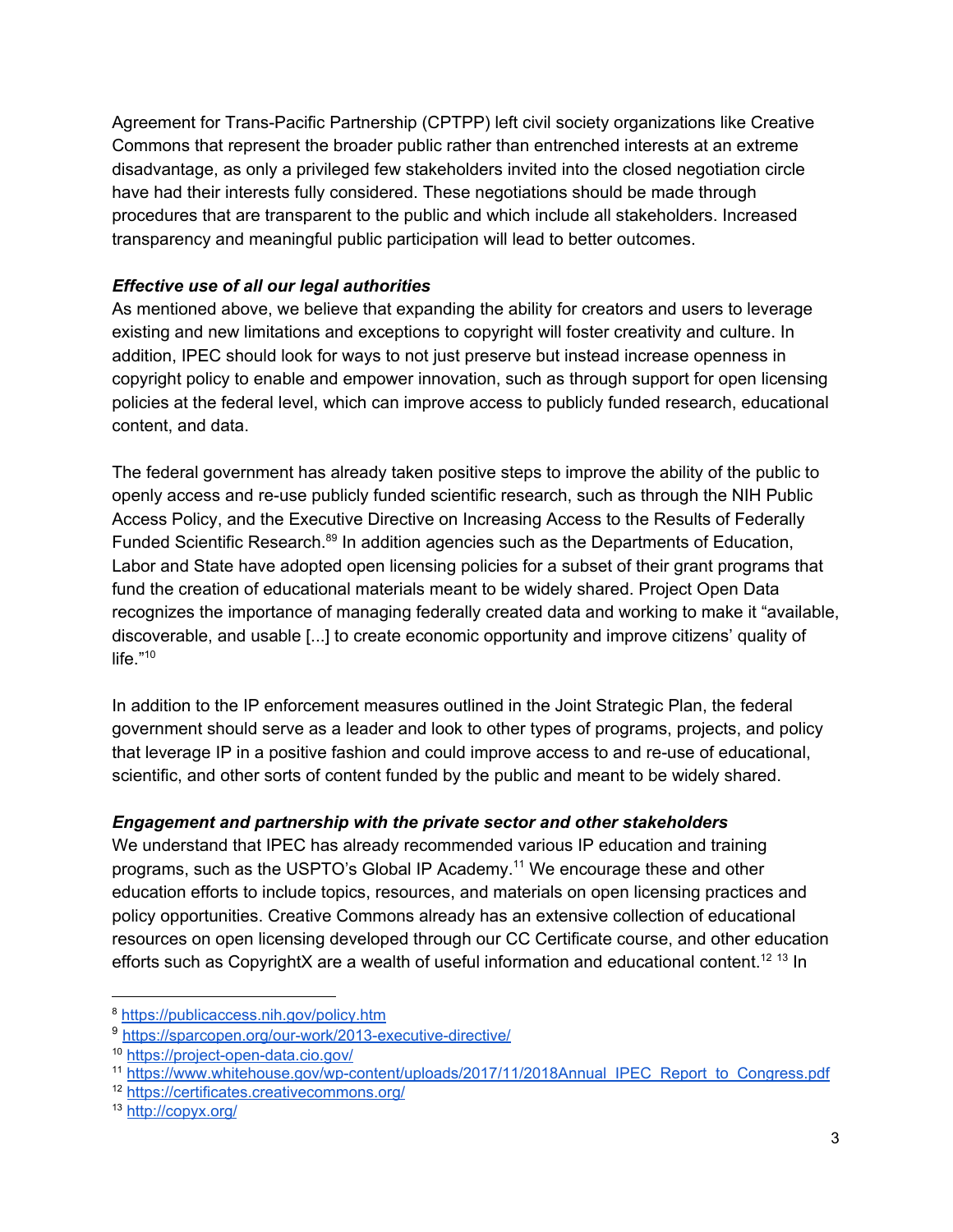Agreement for Trans-Pacific Partnership (CPTPP) left civil society organizations like Creative Commons that represent the broader public rather than entrenched interests at an extreme disadvantage, as only a privileged few stakeholders invited into the closed negotiation circle have had their interests fully considered. These negotiations should be made through procedures that are transparent to the public and which include all stakeholders. Increased transparency and meaningful public participation will lead to better outcomes.

***Effective use of all our legal authorities***

As mentioned above, we believe that expanding the ability for creators and users to leverage existing and new limitations and exceptions to copyright will foster creativity and culture. In addition, IPEC should look for ways to not just preserve but instead increase openness in copyright policy to enable and empower innovation, such as through support for open licensing policies at the federal level, which can improve access to publicly funded research, educational content, and data.

The federal government has already taken positive steps to improve the ability of the public to openly access and re-use publicly funded scientific research, such as through the NIH Public Access Policy, and the Executive Directive on Increasing Access to the Results of Federally Funded Scientific Research.[8][9] In addition agencies such as the Departments of Education, Labor and State have adopted open licensing policies for a subset of their grant programs that fund the creation of educational materials meant to be widely shared. Project Open Data recognizes the importance of managing federally created data and working to make it "available, discoverable, and usable [...] to create economic opportunity and improve citizens' quality of life."[10]

In addition to the IP enforcement measures outlined in the Joint Strategic Plan, the federal government should serve as a leader and look to other types of programs, projects, and policy that leverage IP in a positive fashion and could improve access to and re-use of educational, scientific, and other sorts of content funded by the public and meant to be widely shared.

***Engagement and partnership with the private sector and other stakeholders***

We understand that IPEC has already recommended various IP education and training programs, such as the USPTO's Global IP Academy.[11] We encourage these and other education efforts to include topics, resources, and materials on open licensing practices and policy opportunities. Creative Commons already has an extensive collection of educational resources on open licensing developed through our CC Certificate course, and other education efforts such as CopyrightX are a wealth of useful information and educational content.[12] [13] In

---

[8] https://publicaccess.nih.gov/policy.htm

[9] https://sparcopen.org/our-work/2013-executive-directive/

[10] https://project-open-data.cio.gov/

[11] https://www.whitehouse.gov/wp-content/uploads/2017/11/2018Annual_IPEC_Report_to_Congress.pdf

[12] https://certificates.creativecommons.org/

[13] http://copyx.org/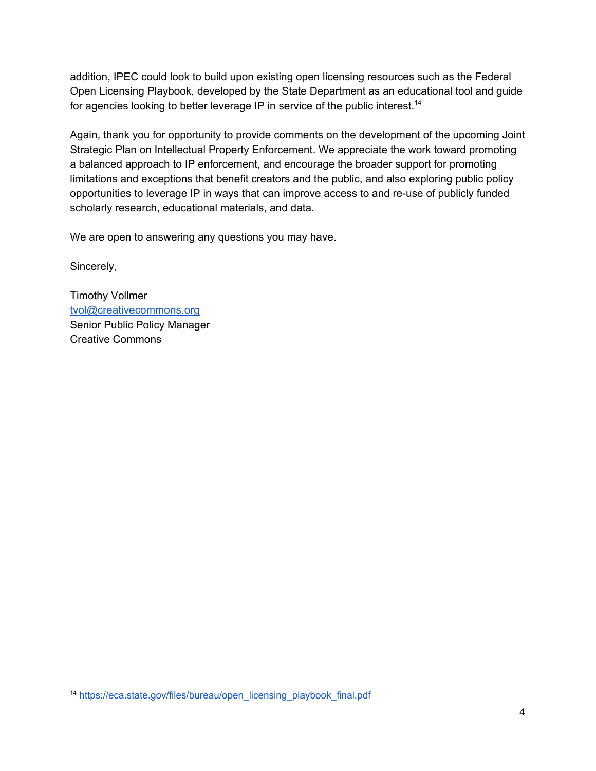addition, IPEC could look to build upon existing open licensing resources such as the Federal Open Licensing Playbook, developed by the State Department as an educational tool and guide for agencies looking to better leverage IP in service of the public interest.[14]

Again, thank you for opportunity to provide comments on the development of the upcoming Joint Strategic Plan on Intellectual Property Enforcement. We appreciate the work toward promoting a balanced approach to IP enforcement, and encourage the broader support for promoting limitations and exceptions that benefit creators and the public, and also exploring public policy opportunities to leverage IP in ways that can improve access to and re-use of publicly funded scholarly research, educational materials, and data.

We are open to answering any questions you may have.

Sincerely,

Timothy Vollmer
tvol@creativecommons.org
Senior Public Policy Manager
Creative Commons

---

[14] https://eca.state.gov/files/bureau/open_licensing_playbook_final.pdf